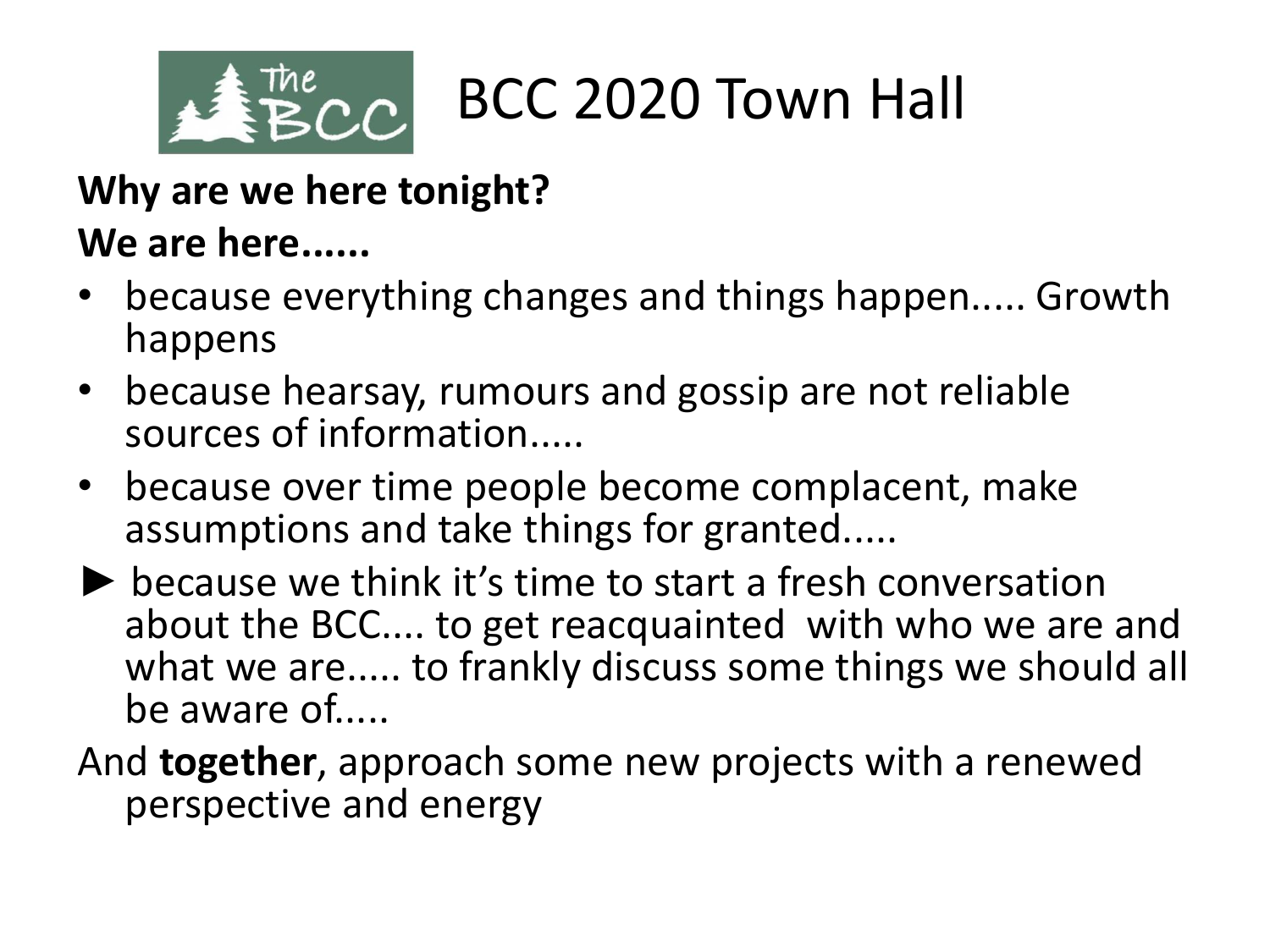# BCC 2020 Town Hall

**Why are we here tonight?**

**We are here......**

- because everything changes and things happen..... Growth happens
- because hearsay, rumours and gossip are not reliable sources of information.....
- because over time people become complacent, make assumptions and take things for granted.....

► because we think it's time to start a fresh conversation about the BCC.... to get reacquainted with who we are and what we are..... to frankly discuss some things we should all be aware of.....

And **together**, approach some new projects with a renewed perspective and energy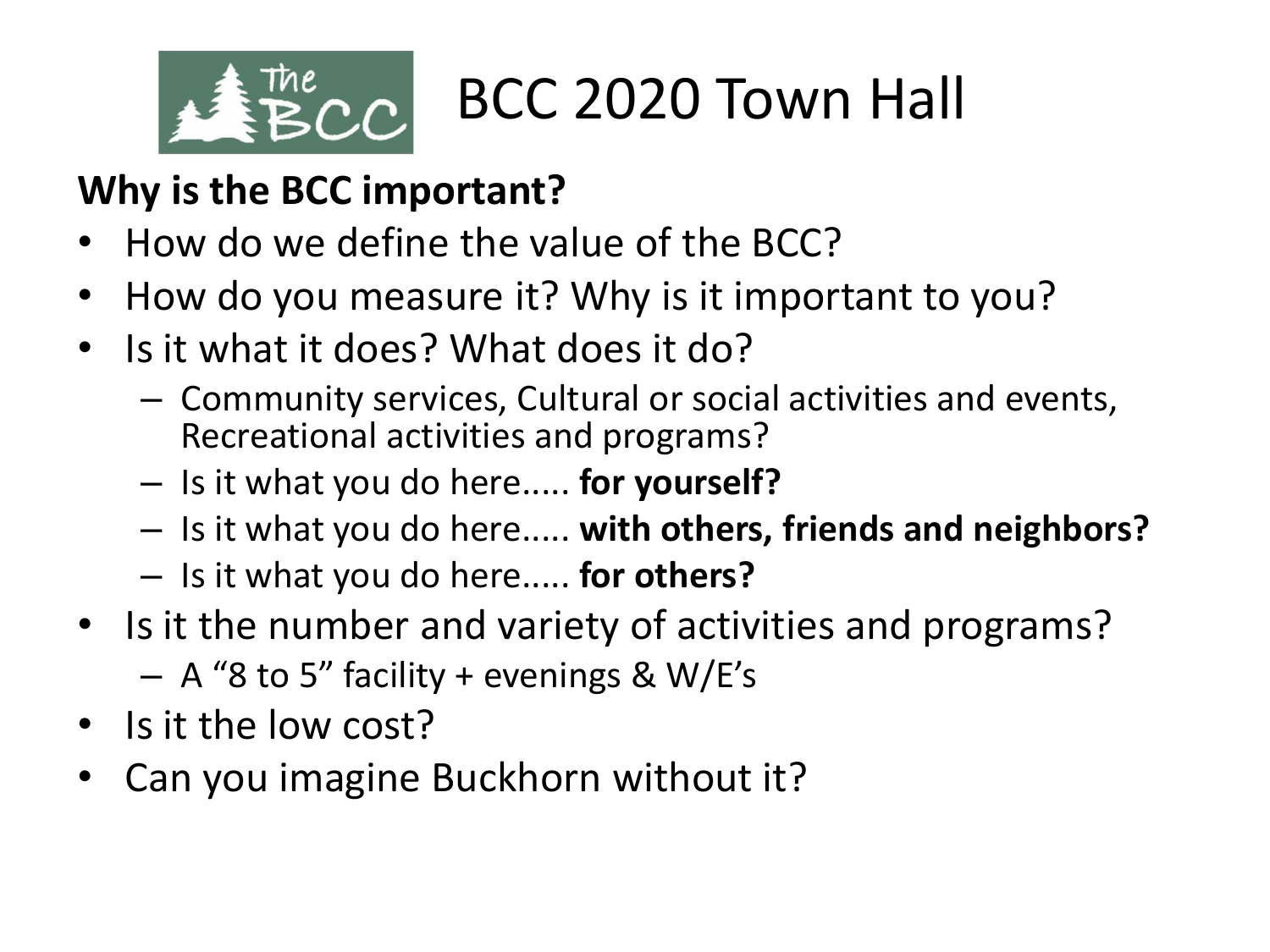# BCC 2020 Town Hall

**Why is the BCC important?**

- How do we define the value of the BCC?
- How do you measure it? Why is it important to you?
- Is it what it does? What does it do?
  - Community services, Cultural or social activities and events, Recreational activities and programs?
  - Is it what you do here..... **for yourself?**
  - Is it what you do here..... **with others, friends and neighbors?**
  - Is it what you do here..... **for others?**
- Is it the number and variety of activities and programs?
  - A "8 to 5" facility + evenings & W/E's
- Is it the low cost?
- Can you imagine Buckhorn without it?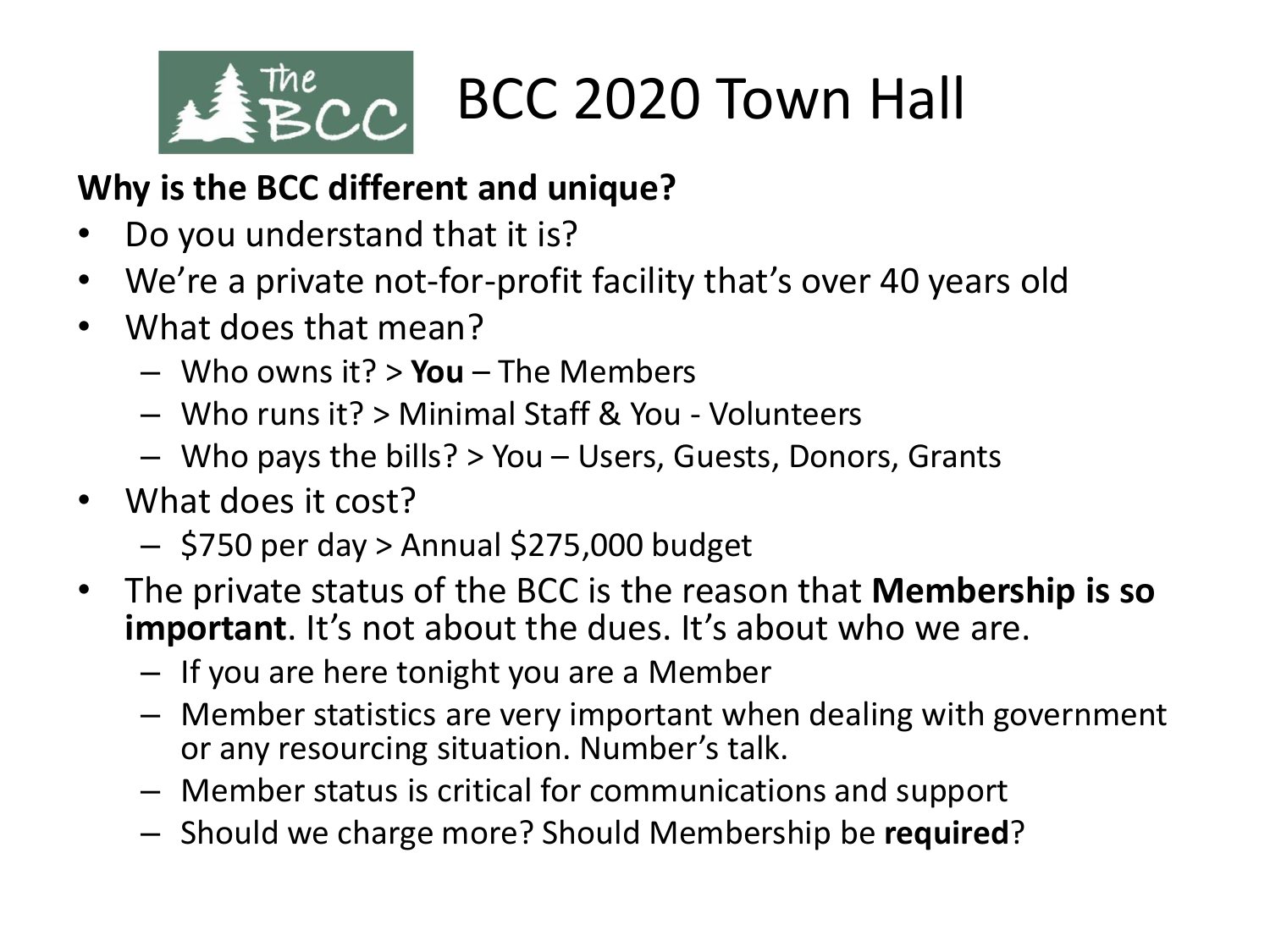# BCC 2020 Town Hall

**Why is the BCC different and unique?**

- Do you understand that it is?
- We're a private not-for-profit facility that's over 40 years old
- What does that mean?
  - Who owns it? > **You** – The Members
  - Who runs it? > Minimal Staff & You - Volunteers
  - Who pays the bills? > You – Users, Guests, Donors, Grants
- What does it cost?
  - $750 per day > Annual $275,000 budget
- The private status of the BCC is the reason that **Membership is so important**. It's not about the dues. It's about who we are.
  - If you are here tonight you are a Member
  - Member statistics are very important when dealing with government or any resourcing situation. Number's talk.
  - Member status is critical for communications and support
  - Should we charge more? Should Membership be **required**?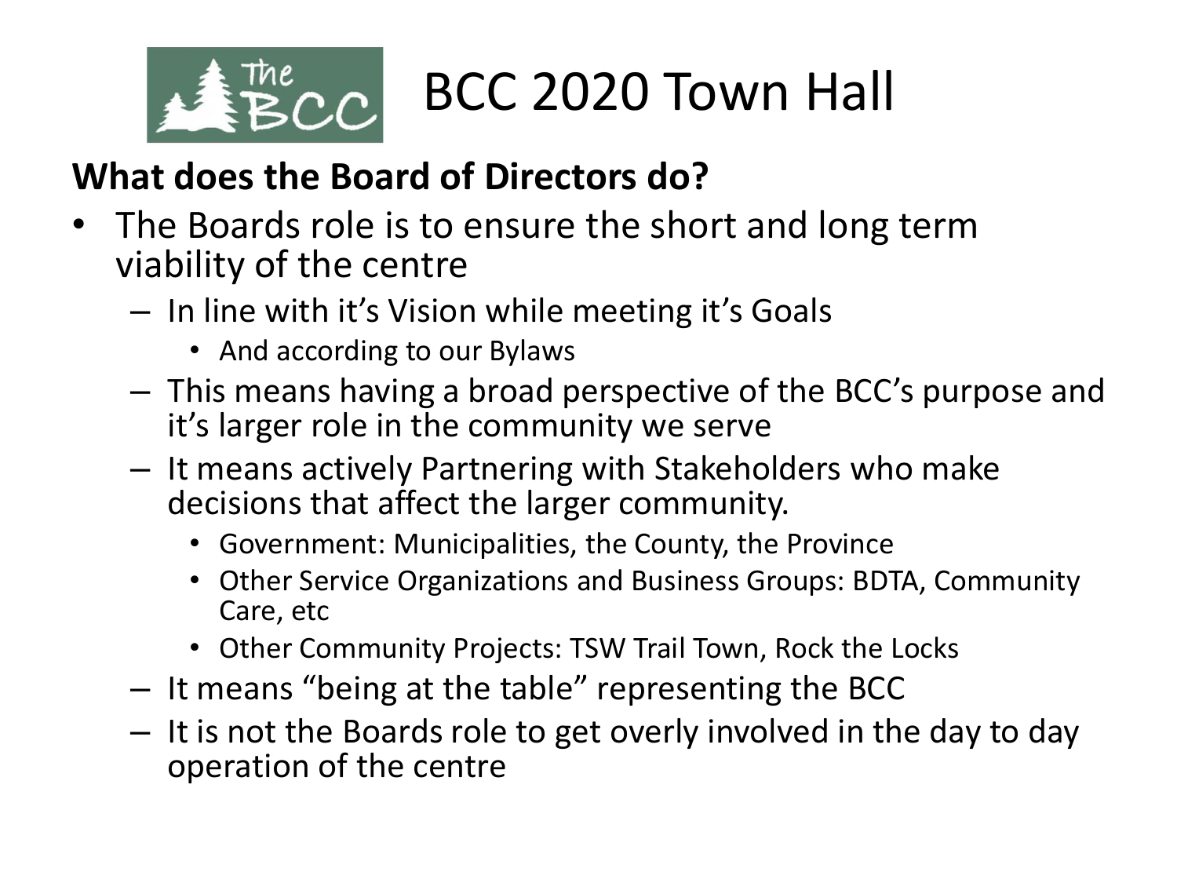# BCC 2020 Town Hall

**What does the Board of Directors do?**

- The Boards role is to ensure the short and long term viability of the centre
  - In line with it's Vision while meeting it's Goals
    - And according to our Bylaws
  - This means having a broad perspective of the BCC's purpose and it's larger role in the community we serve
  - It means actively Partnering with Stakeholders who make decisions that affect the larger community.
    - Government: Municipalities, the County, the Province
    - Other Service Organizations and Business Groups: BDTA, Community Care, etc
    - Other Community Projects: TSW Trail Town, Rock the Locks
  - It means "being at the table" representing the BCC
  - It is not the Boards role to get overly involved in the day to day operation of the centre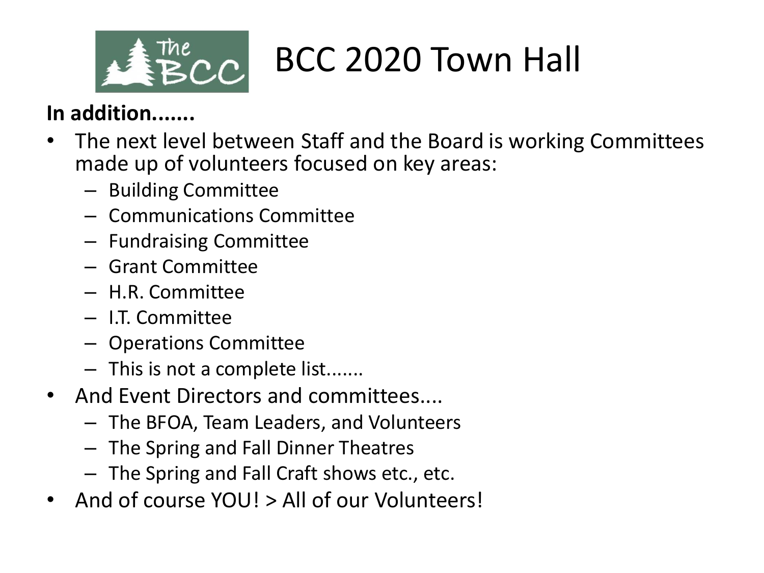# BCC 2020 Town Hall

**In addition.......**

- The next level between Staff and the Board is working Committees made up of volunteers focused on key areas:
  - Building Committee
  - Communications Committee
  - Fundraising Committee
  - Grant Committee
  - H.R. Committee
  - I.T. Committee
  - Operations Committee
  - This is not a complete list.......
- And Event Directors and committees....
  - The BFOA, Team Leaders, and Volunteers
  - The Spring and Fall Dinner Theatres
  - The Spring and Fall Craft shows etc., etc.
- And of course YOU! > All of our Volunteers!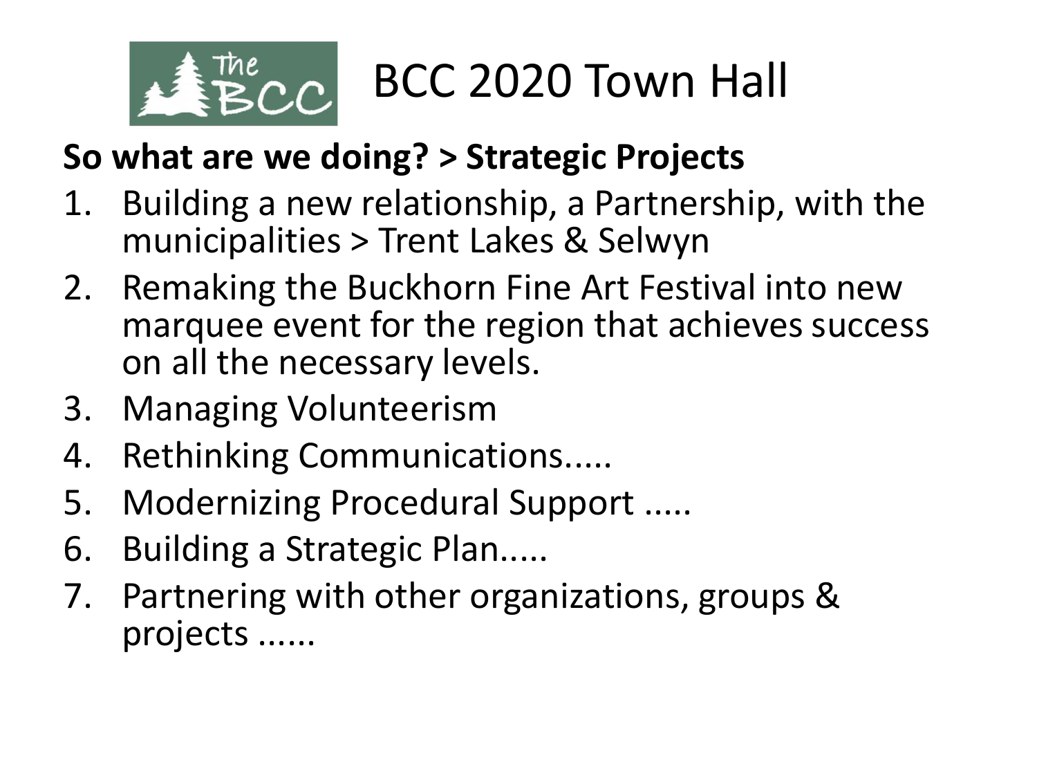# BCC 2020 Town Hall

**So what are we doing? > Strategic Projects**

1. Building a new relationship, a Partnership, with the municipalities > Trent Lakes & Selwyn
2. Remaking the Buckhorn Fine Art Festival into new marquee event for the region that achieves success on all the necessary levels.
3. Managing Volunteerism
4. Rethinking Communications.....
5. Modernizing Procedural Support .....
6. Building a Strategic Plan.....
7. Partnering with other organizations, groups & projects ......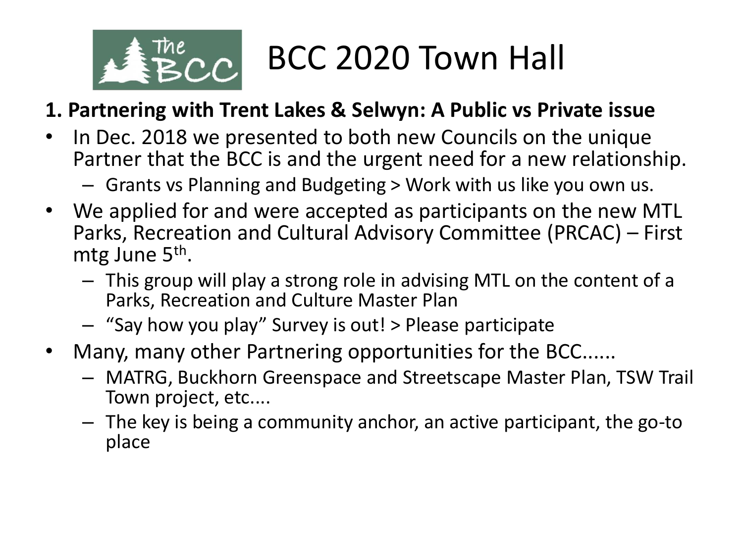# BCC 2020 Town Hall

**1. Partnering with Trent Lakes & Selwyn: A Public vs Private issue**

- In Dec. 2018 we presented to both new Councils on the unique Partner that the BCC is and the urgent need for a new relationship.
  - Grants vs Planning and Budgeting > Work with us like you own us.
- We applied for and were accepted as participants on the new MTL Parks, Recreation and Cultural Advisory Committee (PRCAC) – First mtg June 5th.
  - This group will play a strong role in advising MTL on the content of a Parks, Recreation and Culture Master Plan
  - "Say how you play" Survey is out! > Please participate
- Many, many other Partnering opportunities for the BCC......
  - MATRG, Buckhorn Greenspace and Streetscape Master Plan, TSW Trail Town project, etc....
  - The key is being a community anchor, an active participant, the go-to place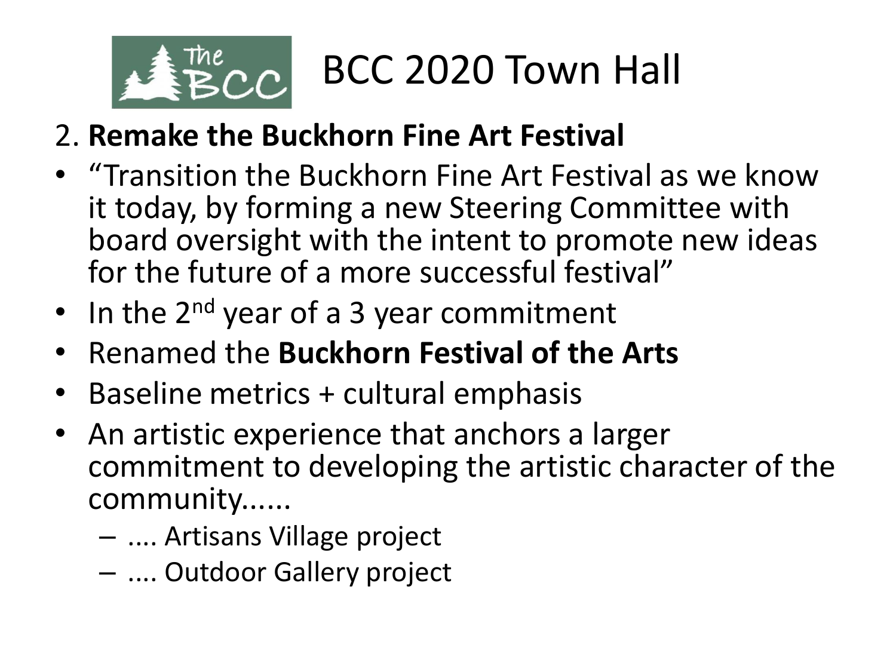# BCC 2020 Town Hall

2. **Remake the Buckhorn Fine Art Festival**

- "Transition the Buckhorn Fine Art Festival as we know it today, by forming a new Steering Committee with board oversight with the intent to promote new ideas for the future of a more successful festival"
- In the 2nd year of a 3 year commitment
- Renamed the **Buckhorn Festival of the Arts**
- Baseline metrics + cultural emphasis
- An artistic experience that anchors a larger commitment to developing the artistic character of the community......
  - .... Artisans Village project
  - .... Outdoor Gallery project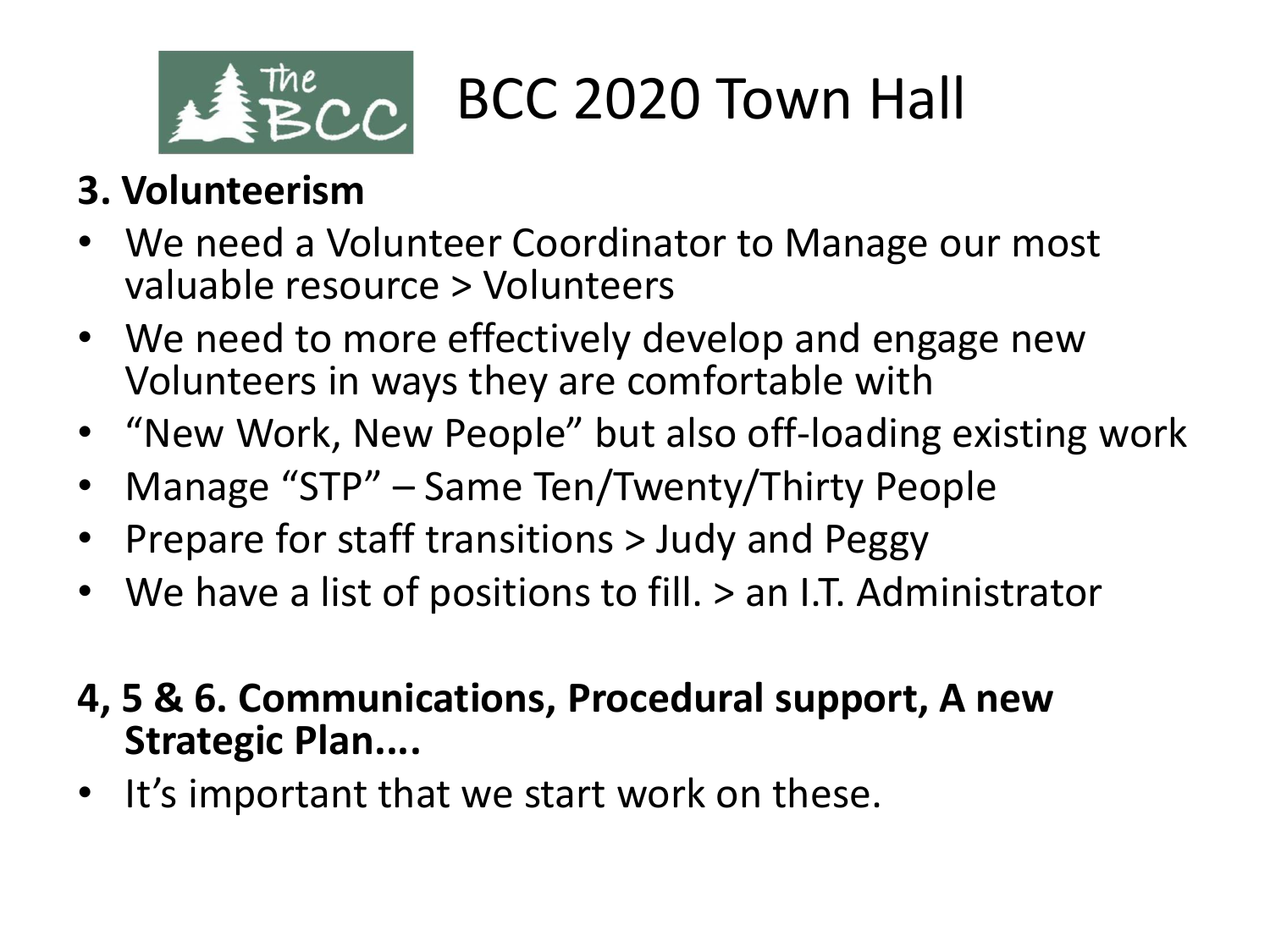# BCC 2020 Town Hall

## 3. Volunteerism

- We need a Volunteer Coordinator to Manage our most valuable resource > Volunteers
- We need to more effectively develop and engage new Volunteers in ways they are comfortable with
- "New Work, New People" but also off-loading existing work
- Manage "STP" – Same Ten/Twenty/Thirty People
- Prepare for staff transitions > Judy and Peggy
- We have a list of positions to fill. > an I.T. Administrator

## 4, 5 & 6. Communications, Procedural support, A new Strategic Plan....

- It's important that we start work on these.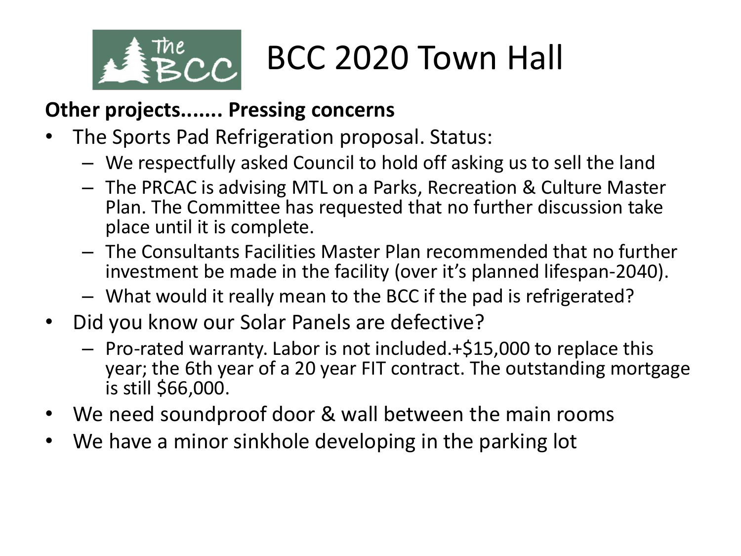# BCC 2020 Town Hall

**Other projects....... Pressing concerns**

- The Sports Pad Refrigeration proposal. Status:
  - We respectfully asked Council to hold off asking us to sell the land
  - The PRCAC is advising MTL on a Parks, Recreation & Culture Master Plan. The Committee has requested that no further discussion take place until it is complete.
  - The Consultants Facilities Master Plan recommended that no further investment be made in the facility (over it's planned lifespan-2040).
  - What would it really mean to the BCC if the pad is refrigerated?
- Did you know our Solar Panels are defective?
  - Pro-rated warranty. Labor is not included.+$15,000 to replace this year; the 6th year of a 20 year FIT contract. The outstanding mortgage is still $66,000.
- We need soundproof door & wall between the main rooms
- We have a minor sinkhole developing in the parking lot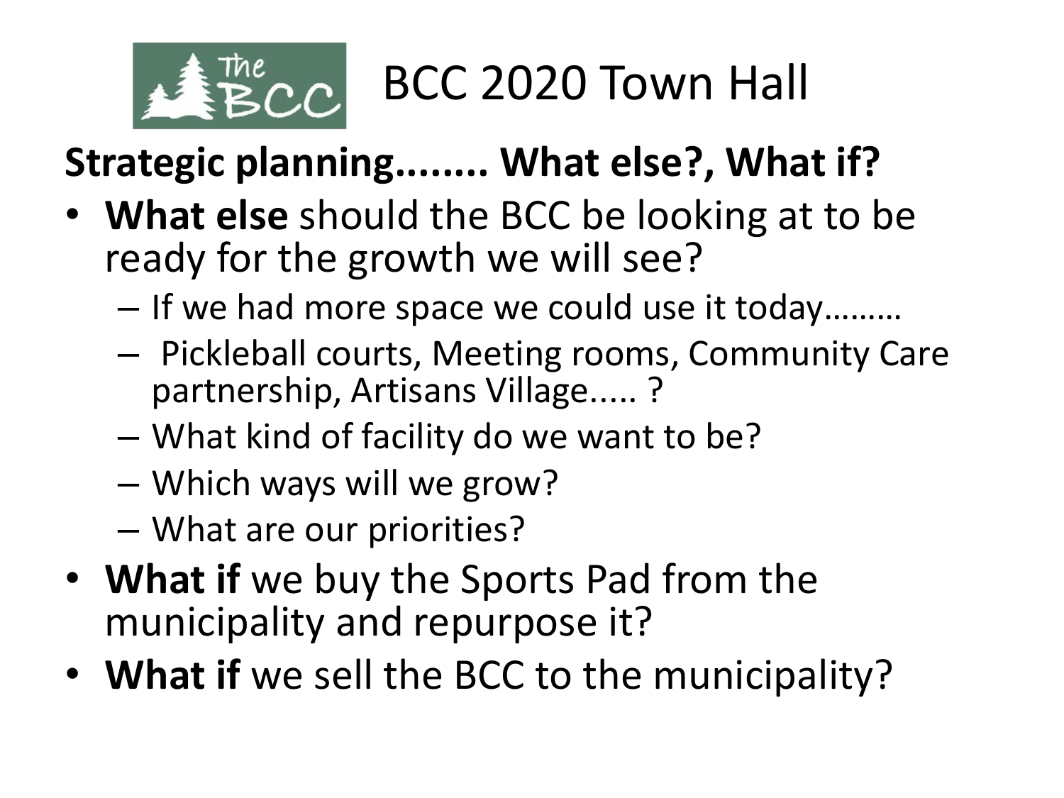# BCC 2020 Town Hall

**Strategic planning........ What else?, What if?**

- **What else** should the BCC be looking at to be ready for the growth we will see?
  - If we had more space we could use it today………
  - Pickleball courts, Meeting rooms, Community Care partnership, Artisans Village..... ?
  - What kind of facility do we want to be?
  - Which ways will we grow?
  - What are our priorities?
- **What if** we buy the Sports Pad from the municipality and repurpose it?
- **What if** we sell the BCC to the municipality?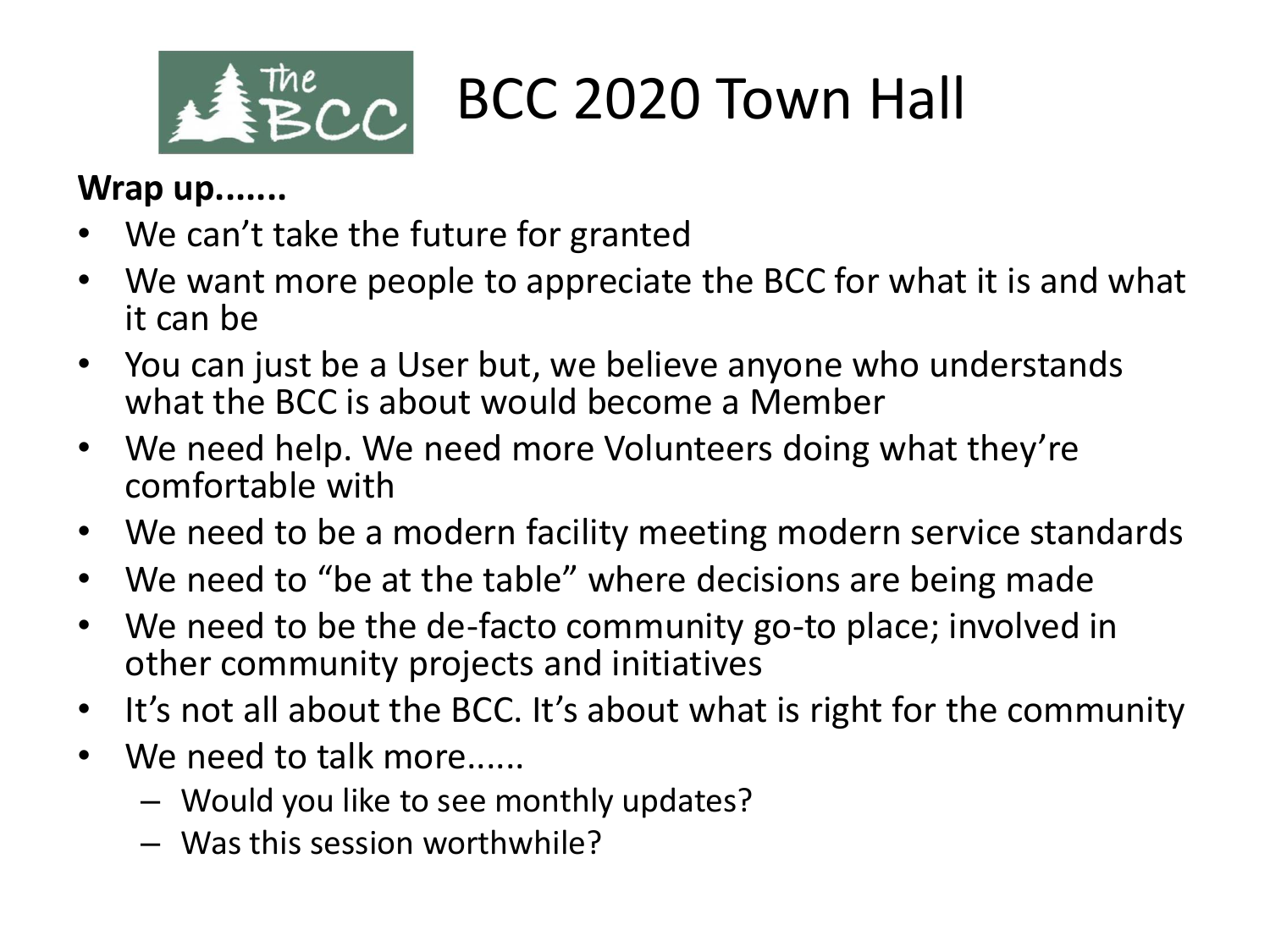# BCC 2020 Town Hall

**Wrap up.......**

- We can't take the future for granted
- We want more people to appreciate the BCC for what it is and what it can be
- You can just be a User but, we believe anyone who understands what the BCC is about would become a Member
- We need help. We need more Volunteers doing what they're comfortable with
- We need to be a modern facility meeting modern service standards
- We need to "be at the table" where decisions are being made
- We need to be the de-facto community go-to place; involved in other community projects and initiatives
- It's not all about the BCC. It's about what is right for the community
- We need to talk more......
  - Would you like to see monthly updates?
  - Was this session worthwhile?